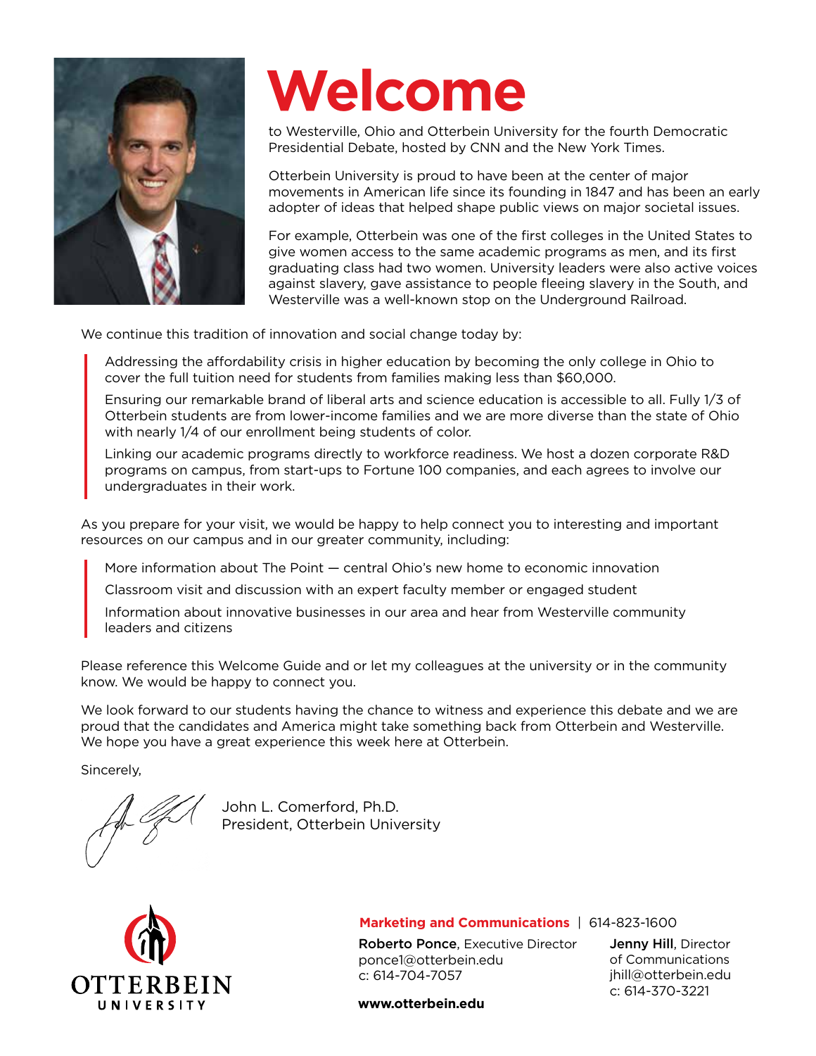# Welcome

to Westerville, Ohio and Otterbein University for the fourth Democratic Presidential Debate, hosted by CNN and the New York Times.

Otterbein University is proud to have been at the center of major movements in American life since its founding in 1847 and has been an early adopter of ideas that helped shape public views on major societal issues.

For example, Otterbein was one of the first colleges in the United States to give women access to the same academic programs as men, and its first graduating class had two women. University leaders were also active voices against slavery, gave assistance to people fleeing slavery in the South, and Westerville was a well-known stop on the Underground Railroad.

We continue this tradition of innovation and social change today by:

> Addressing the affordability crisis in higher education by becoming the only college in Ohio to cover the full tuition need for students from families making less than $60,000.
>
> Ensuring our remarkable brand of liberal arts and science education is accessible to all. Fully 1/3 of Otterbein students are from lower-income families and we are more diverse than the state of Ohio with nearly 1/4 of our enrollment being students of color.
>
> Linking our academic programs directly to workforce readiness. We host a dozen corporate R&D programs on campus, from start-ups to Fortune 100 companies, and each agrees to involve our undergraduates in their work.

As you prepare for your visit, we would be happy to help connect you to interesting and important resources on our campus and in our greater community, including:

> More information about The Point — central Ohio's new home to economic innovation
>
> Classroom visit and discussion with an expert faculty member or engaged student
>
> Information about innovative businesses in our area and hear from Westerville community leaders and citizens

Please reference this Welcome Guide and or let my colleagues at the university or in the community know. We would be happy to connect you.

We look forward to our students having the chance to witness and experience this debate and we are proud that the candidates and America might take something back from Otterbein and Westerville. We hope you have a great experience this week here at Otterbein.

Sincerely,

John L. Comerford, Ph.D.
President, Otterbein University

OTTERBEIN UNIVERSITY

**Marketing and Communications** | 614-823-1600

**Roberto Ponce**, Executive Director
ponce1@otterbein.edu
c: 614-704-7057

**Jenny Hill**, Director of Communications
jhill@otterbein.edu
c: 614-370-3221

**www.otterbein.edu**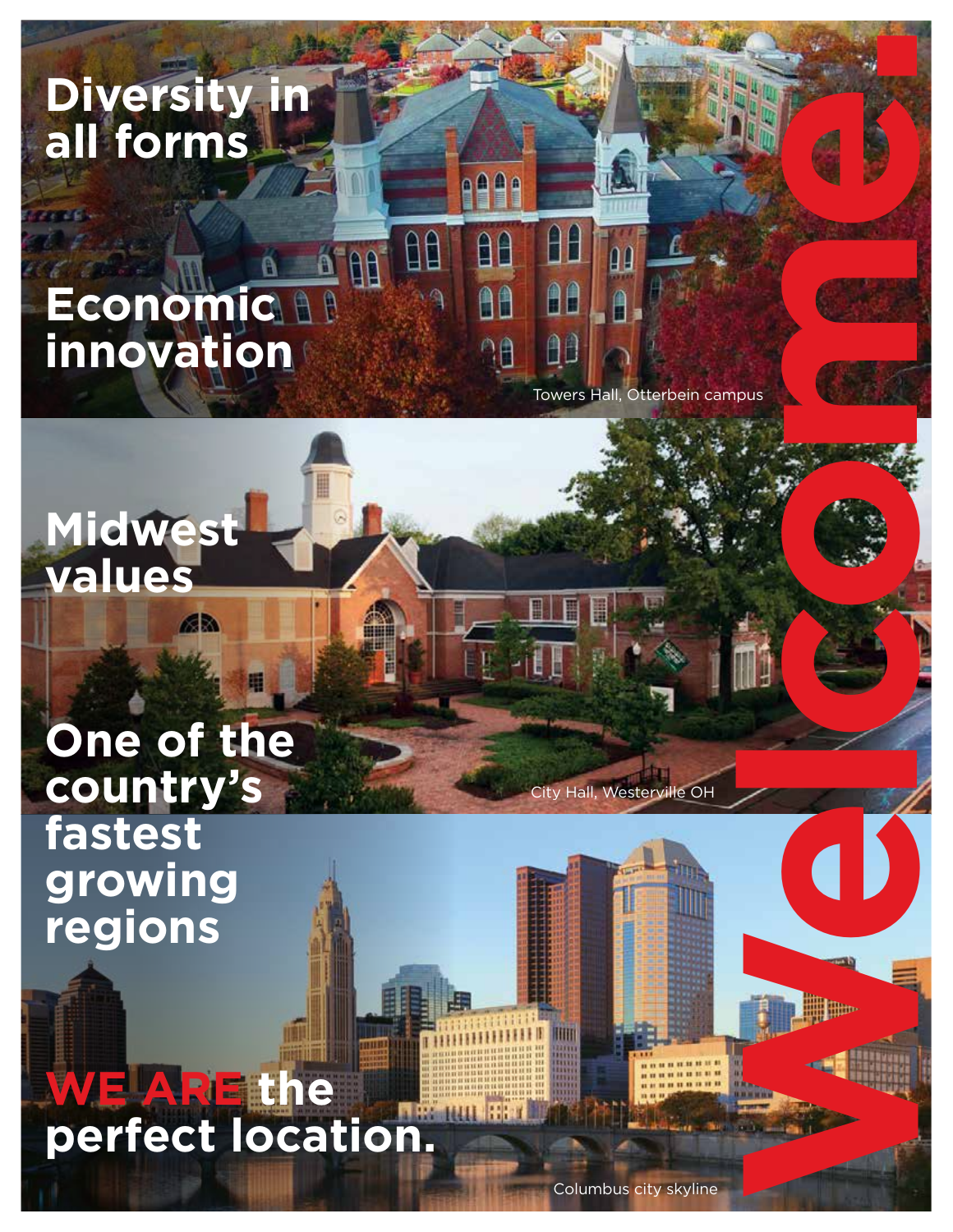Welcome.

**Diversity in all forms**

**Economic innovation**

Towers Hall, Otterbein campus

**Midwest values**

**One of the country's fastest growing regions**

City Hall, Westerville OH

**WE ARE the perfect location.**

Columbus city skyline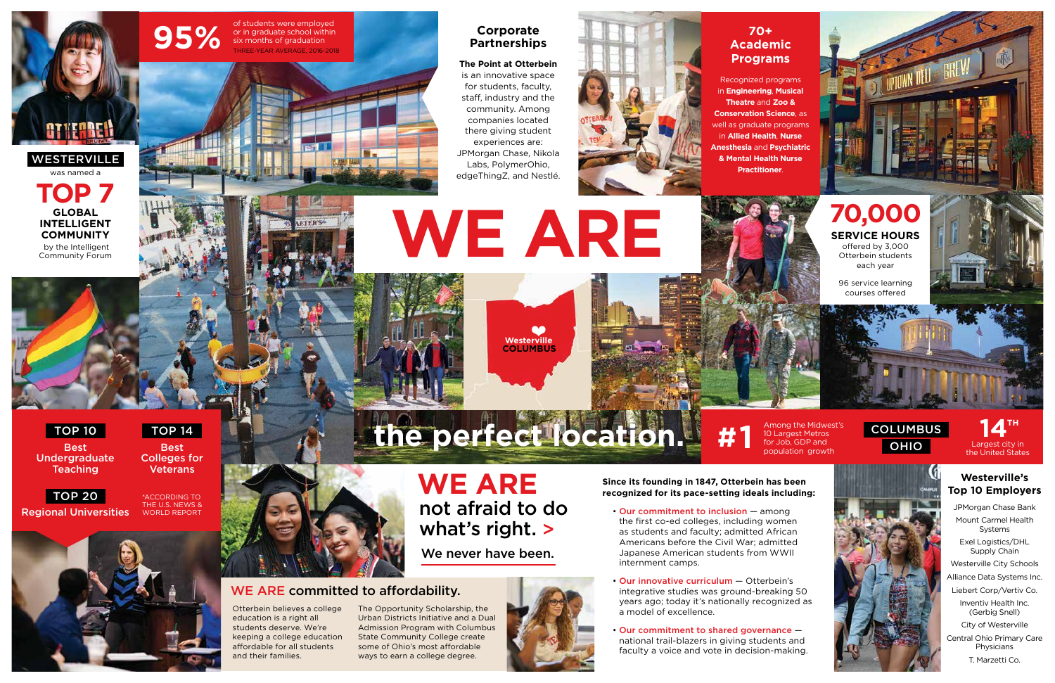**WESTERVILLE** was named a

## TOP 7

**GLOBAL INTELLIGENT COMMUNITY**

by the Intelligent Community Forum

**95%** of students were employed or in graduate school within six months of graduation

THREE-YEAR AVERAGE, 2016-2018

### Corporate Partnerships

**The Point at Otterbein** is an innovative space for students, faculty, staff, industry and the community. Among companies located there giving student experiences are: JPMorgan Chase, Nikola Labs, PolymerOhio, edgeThingZ, and Nestlé.

### 70+ Academic Programs

Recognized programs in **Engineering**, **Musical Theatre** and **Zoo & Conservation Science**, as well as graduate programs in **Allied Health**, **Nurse Anesthesia** and **Psychiatric & Mental Health Nurse Practitioner**.

# WE ARE

## 70,000

**SERVICE HOURS**

offered by 3,000 Otterbein students each year

96 service learning courses offered

Westerville
COLUMBUS

# the perfect location.

**#1** Among the Midwest's 10 Largest Metros for Job, GDP and population growth

**COLUMBUS OHIO**

**14TH** Largest city in the United States

**TOP 10** Best Undergraduate Teaching

**TOP 14** Best Colleges for Veterans

**TOP 20** Regional Universities

*ACCORDING TO THE U.S. NEWS & WORLD REPORT

## WE ARE not afraid to do what's right. >

We never have been.

**Since its founding in 1847, Otterbein has been recognized for its pace-setting ideals including:**

- **Our commitment to inclusion** — among the first co-ed colleges, including women as students and faculty; admitted African Americans before the Civil War; admitted Japanese American students from WWII internment camps.
- **Our innovative curriculum** — Otterbein's integrative studies was ground-breaking 50 years ago; today it's nationally recognized as a model of excellence.
- **Our commitment to shared governance** — national trail-blazers in giving students and faculty a voice and vote in decision-making.

## WE ARE committed to affordability.

Otterbein believes a college education is a right all students deserve. We're keeping a college education affordable for all students and their families.

The Opportunity Scholarship, the Urban Districts Initiative and a Dual Admission Program with Columbus State Community College create some of Ohio's most affordable ways to earn a college degree.

### Westerville's Top 10 Employers

- JPMorgan Chase Bank
- Mount Carmel Health Systems
- Exel Logistics/DHL Supply Chain
- Westerville City Schools
- Alliance Data Systems Inc.
- Liebert Corp/Vertiv Co.
- Inventiv Health Inc. (Gerbig Snell)
- City of Westerville
- Central Ohio Primary Care Physicians
- T. Marzetti Co.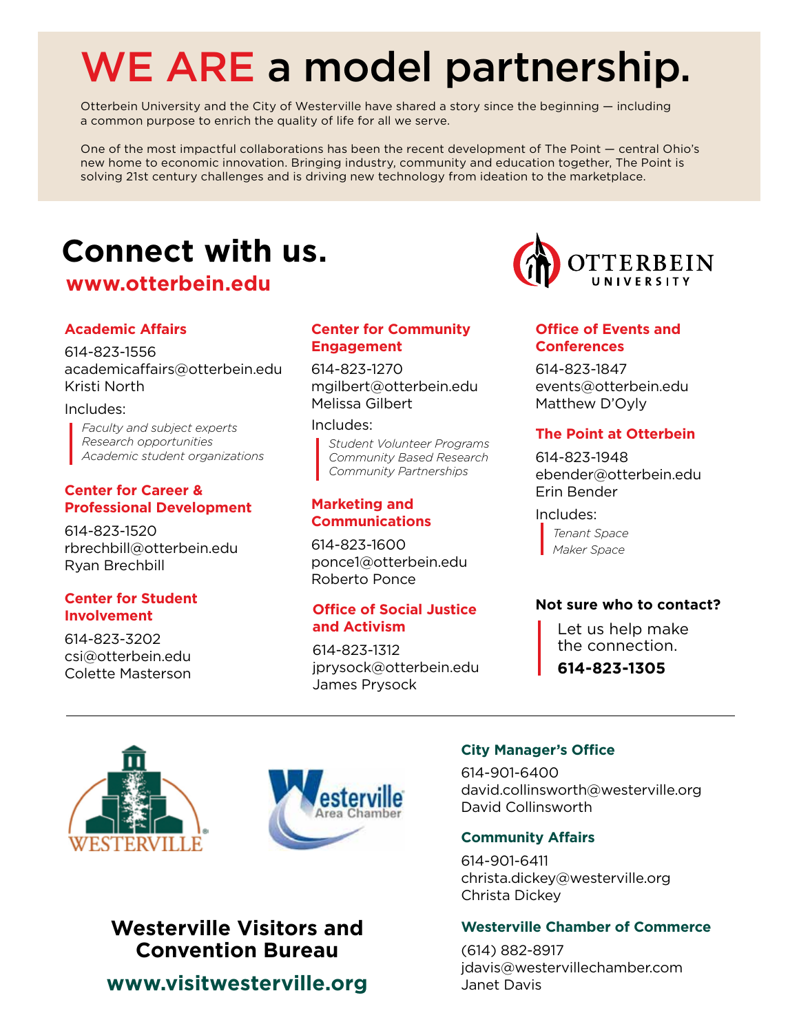# WE ARE a model partnership.

Otterbein University and the City of Westerville have shared a story since the beginning — including a common purpose to enrich the quality of life for all we serve.

One of the most impactful collaborations has been the recent development of The Point — central Ohio's new home to economic innovation. Bringing industry, community and education together, The Point is solving 21st century challenges and is driving new technology from ideation to the marketplace.

## Connect with us.

**www.otterbein.edu**

OTTERBEIN UNIVERSITY

### Academic Affairs

614-823-1556
academicaffairs@otterbein.edu
Kristi North

Includes:

*Faculty and subject experts*
*Research opportunities*
*Academic student organizations*

### Center for Career & Professional Development

614-823-1520
rbrechbill@otterbein.edu
Ryan Brechbill

### Center for Student Involvement

614-823-3202
csi@otterbein.edu
Colette Masterson

### Center for Community Engagement

614-823-1270
mgilbert@otterbein.edu
Melissa Gilbert

Includes:

*Student Volunteer Programs*
*Community Based Research*
*Community Partnerships*

### Marketing and Communications

614-823-1600
ponce1@otterbein.edu
Roberto Ponce

### Office of Social Justice and Activism

614-823-1312
jprysock@otterbein.edu
James Prysock

### Office of Events and Conferences

614-823-1847
events@otterbein.edu
Matthew D'Oyly

### The Point at Otterbein

614-823-1948
ebender@otterbein.edu
Erin Bender

Includes:

*Tenant Space*
*Maker Space*

### Not sure who to contact?

Let us help make the connection.

**614-823-1305**

---

WESTERVILLE

Westerville Area Chamber

### Westerville Visitors and Convention Bureau

**www.visitwesterville.org**

### City Manager's Office

614-901-6400
david.collinsworth@westerville.org
David Collinsworth

### Community Affairs

614-901-6411
christa.dickey@westerville.org
Christa Dickey

### Westerville Chamber of Commerce

(614) 882-8917
jdavis@westervillechamber.com
Janet Davis